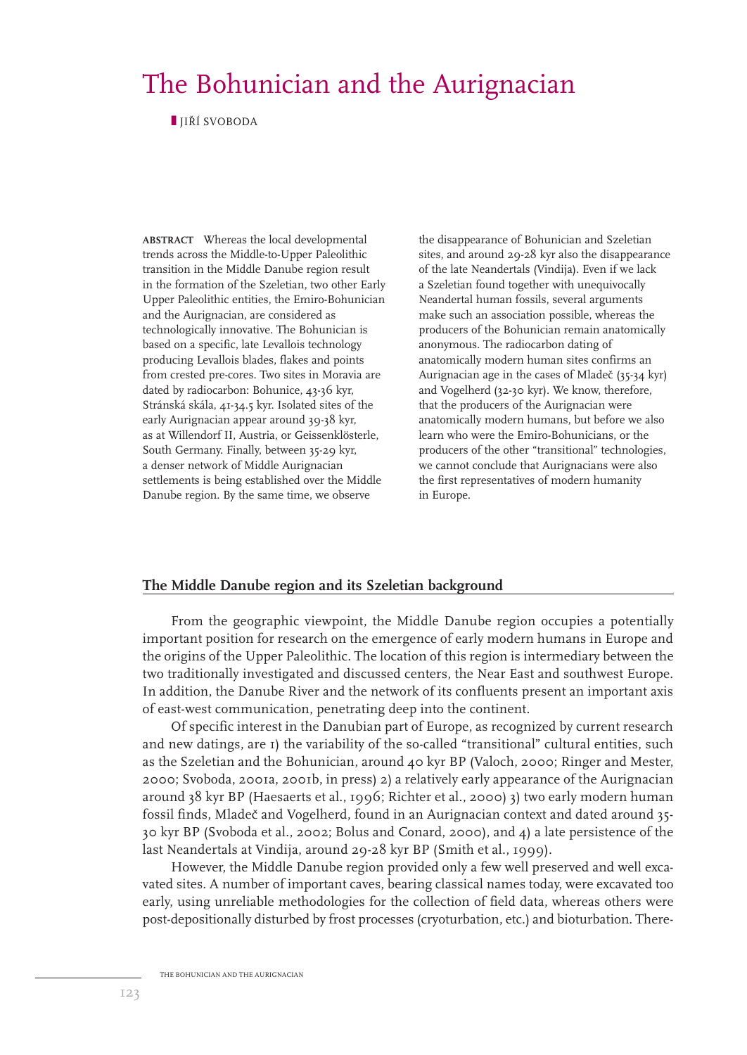# The Bohunician and the Aurignacian

JIŘÍ SVOBODA

**ABSTRACT** Whereas the local developmental trends across the Middle-to-Upper Paleolithic transition in the Middle Danube region result in the formation of the Szeletian, two other Early Upper Paleolithic entities, the Emiro-Bohunician and the Aurignacian, are considered as technologically innovative. The Bohunician is based on a specific, late Levallois technology producing Levallois blades, flakes and points from crested pre-cores. Two sites in Moravia are dated by radiocarbon: Bohunice, 43-36 kyr, Stránská skála, 41-34.5 kyr. Isolated sites of the early Aurignacian appear around 39-38 kyr, as at Willendorf II, Austria, or Geissenklösterle, South Germany. Finally, between 35-29 kyr, a denser network of Middle Aurignacian settlements is being established over the Middle Danube region. By the same time, we observe the disappearance of Bohunician and Szeletian sites, and around 29-28 kyr also the disappearance of the late Neandertals (Vindija). Even if we lack a Szeletian found together with unequivocally Neandertal human fossils, several arguments make such an association possible, whereas the producers of the Bohunician remain anatomically anonymous. The radiocarbon dating of anatomically modern human sites confirms an Aurignacian age in the cases of Mladeč (35-34 kyr) and Vogelherd (32-30 kyr). We know, therefore, that the producers of the Aurignacian were anatomically modern humans, but before we also learn who were the Emiro-Bohunicians, or the producers of the other "transitional" technologies, we cannot conclude that Aurignacians were also the first representatives of modern humanity in Europe.

## The Middle Danube region and its Szeletian background

From the geographic viewpoint, the Middle Danube region occupies a potentially important position for research on the emergence of early modern humans in Europe and the origins of the Upper Paleolithic. The location of this region is intermediary between the two traditionally investigated and discussed centers, the Near East and southwest Europe. In addition, the Danube River and the network of its confluents present an important axis of east-west communication, penetrating deep into the continent.

Of specific interest in the Danubian part of Europe, as recognized by current research and new datings, are 1) the variability of the so-called "transitional" cultural entities, such as the Szeletian and the Bohunician, around 40 kyr BP (Valoch, 2000; Ringer and Mester, 2000; Svoboda, 2001a, 2001b, in press) 2) a relatively early appearance of the Aurignacian around 38 kyr BP (Haesaerts et al., 1996; Richter et al., 2000) 3) two early modern human fossil finds, Mladeč and Vogelherd, found in an Aurignacian context and dated around 35-30 kyr BP (Svoboda et al., 2002; Bolus and Conard, 2000), and 4) a late persistence of the last Neandertals at Vindija, around 29-28 kyr BP (Smith et al., 1999).

However, the Middle Danube region provided only a few well preserved and well excavated sites. A number of important caves, bearing classical names today, were excavated too early, using unreliable methodologies for the collection of field data, whereas others were post-depositionally disturbed by frost processes (cryoturbation, etc.) and bioturbation. There-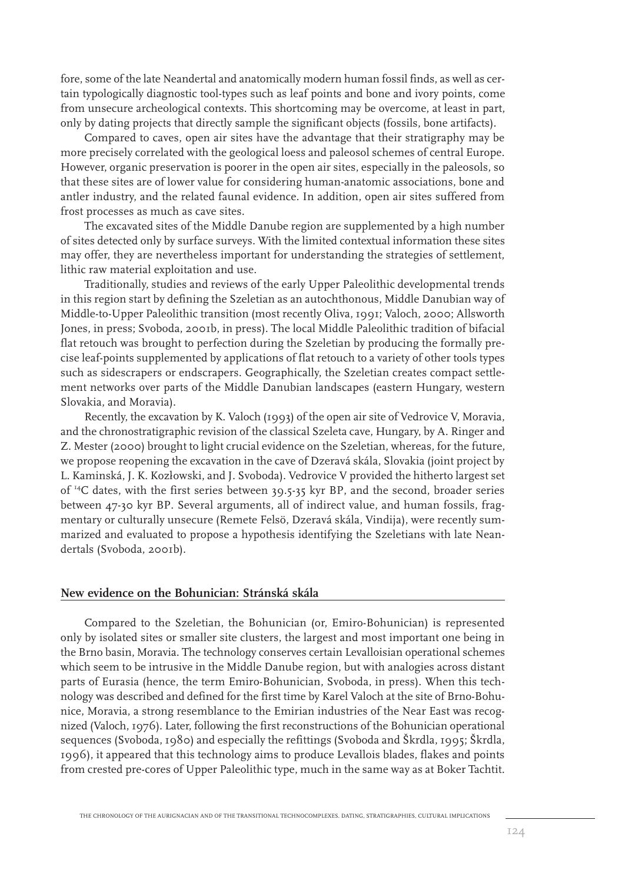fore, some of the late Neandertal and anatomically modern human fossil finds, as well as certain typologically diagnostic tool-types such as leaf points and bone and ivory points, come from unsecure archeological contexts. This shortcoming may be overcome, at least in part, only by dating projects that directly sample the significant objects (fossils, bone artifacts).

Compared to caves, open air sites have the advantage that their stratigraphy may be more precisely correlated with the geological loess and paleosol schemes of central Europe. However, organic preservation is poorer in the open air sites, especially in the paleosols, so that these sites are of lower value for considering human-anatomic associations, bone and antler industry, and the related faunal evidence. In addition, open air sites suffered from frost processes as much as cave sites.

The excavated sites of the Middle Danube region are supplemented by a high number of sites detected only by surface surveys. With the limited contextual information these sites may offer, they are nevertheless important for understanding the strategies of settlement, lithic raw material exploitation and use.

Traditionally, studies and reviews of the early Upper Paleolithic developmental trends in this region start by defining the Szeletian as an autochthonous, Middle Danubian way of Middle-to-Upper Paleolithic transition (most recently Oliva, 1991; Valoch, 2000; Allsworth Jones, in press; Svoboda, 2001b, in press). The local Middle Paleolithic tradition of bifacial flat retouch was brought to perfection during the Szeletian by producing the formally precise leaf-points supplemented by applications of flat retouch to a variety of other tools types such as sidescrapers or endscrapers. Geographically, the Szeletian creates compact settlement networks over parts of the Middle Danubian landscapes (eastern Hungary, western Slovakia, and Moravia).

Recently, the excavation by K. Valoch (1993) of the open air site of Vedrovice V, Moravia, and the chronostratigraphic revision of the classical Szeleta cave, Hungary, by A. Ringer and Z. Mester (2000) brought to light crucial evidence on the Szeletian, whereas, for the future, we propose reopening the excavation in the cave of Dzeravá skála, Slovakia (joint project by L. Kaminská, J. K. Kozłowski, and J. Svoboda). Vedrovice V provided the hitherto largest set of $^{14}$C dates, with the first series between 39.5-35 kyr BP, and the second, broader series between 47-30 kyr BP. Several arguments, all of indirect value, and human fossils, fragmentary or culturally unsecure (Remete Felsö, Dzeravá skála, Vindija), were recently summarized and evaluated to propose a hypothesis identifying the Szeletians with late Neandertals (Svoboda, 2001b).

## New evidence on the Bohunician: Stránská skála

Compared to the Szeletian, the Bohunician (or, Emiro-Bohunician) is represented only by isolated sites or smaller site clusters, the largest and most important one being in the Brno basin, Moravia. The technology conserves certain Levalloisian operational schemes which seem to be intrusive in the Middle Danube region, but with analogies across distant parts of Eurasia (hence, the term Emiro-Bohunician, Svoboda, in press). When this technology was described and defined for the first time by Karel Valoch at the site of Brno-Bohunice, Moravia, a strong resemblance to the Emirian industries of the Near East was recognized (Valoch, 1976). Later, following the first reconstructions of the Bohunician operational sequences (Svoboda, 1980) and especially the refittings (Svoboda and Škrdla, 1995; Škrdla, 1996), it appeared that this technology aims to produce Levallois blades, flakes and points from crested pre-cores of Upper Paleolithic type, much in the same way as at Boker Tachtit.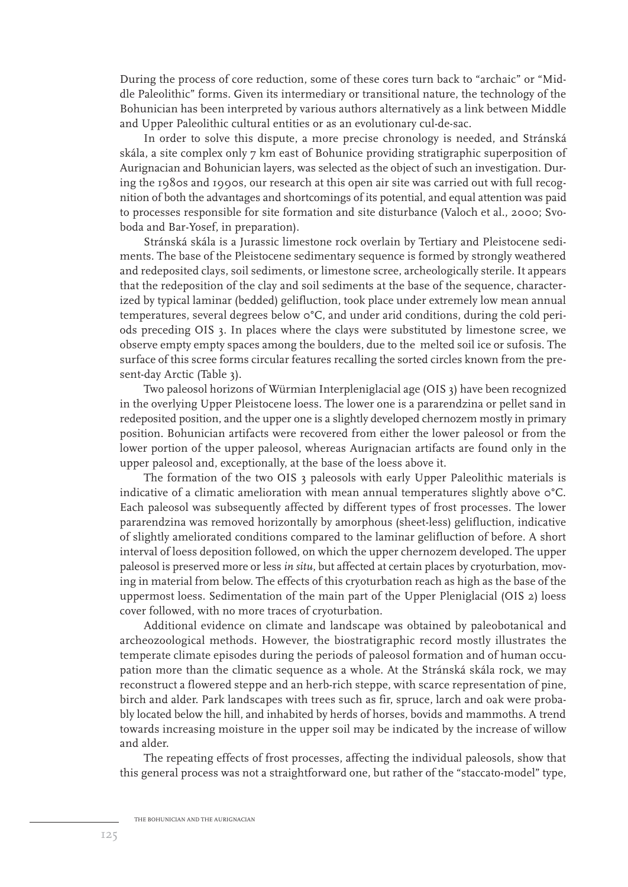During the process of core reduction, some of these cores turn back to "archaic" or "Middle Paleolithic" forms. Given its intermediary or transitional nature, the technology of the Bohunician has been interpreted by various authors alternatively as a link between Middle and Upper Paleolithic cultural entities or as an evolutionary cul-de-sac.

In order to solve this dispute, a more precise chronology is needed, and Stránská skála, a site complex only 7 km east of Bohunice providing stratigraphic superposition of Aurignacian and Bohunician layers, was selected as the object of such an investigation. During the 1980s and 1990s, our research at this open air site was carried out with full recognition of both the advantages and shortcomings of its potential, and equal attention was paid to processes responsible for site formation and site disturbance (Valoch et al., 2000; Svoboda and Bar-Yosef, in preparation).

Stránská skála is a Jurassic limestone rock overlain by Tertiary and Pleistocene sediments. The base of the Pleistocene sedimentary sequence is formed by strongly weathered and redeposited clays, soil sediments, or limestone scree, archeologically sterile. It appears that the redeposition of the clay and soil sediments at the base of the sequence, characterized by typical laminar (bedded) gelifluction, took place under extremely low mean annual temperatures, several degrees below 0°C, and under arid conditions, during the cold periods preceding OIS 3. In places where the clays were substituted by limestone scree, we observe empty empty spaces among the boulders, due to the melted soil ice or sufosis. The surface of this scree forms circular features recalling the sorted circles known from the present-day Arctic (Table 3).

Two paleosol horizons of Würmian Interpleniglacial age (OIS 3) have been recognized in the overlying Upper Pleistocene loess. The lower one is a pararendzina or pellet sand in redeposited position, and the upper one is a slightly developed chernozem mostly in primary position. Bohunician artifacts were recovered from either the lower paleosol or from the lower portion of the upper paleosol, whereas Aurignacian artifacts are found only in the upper paleosol and, exceptionally, at the base of the loess above it.

The formation of the two OIS 3 paleosols with early Upper Paleolithic materials is indicative of a climatic amelioration with mean annual temperatures slightly above 0°C. Each paleosol was subsequently affected by different types of frost processes. The lower pararendzina was removed horizontally by amorphous (sheet-less) gelifluction, indicative of slightly ameliorated conditions compared to the laminar gelifluction of before. A short interval of loess deposition followed, on which the upper chernozem developed. The upper paleosol is preserved more or less *in situ*, but affected at certain places by cryoturbation, moving in material from below. The effects of this cryoturbation reach as high as the base of the uppermost loess. Sedimentation of the main part of the Upper Pleniglacial (OIS 2) loess cover followed, with no more traces of cryoturbation.

Additional evidence on climate and landscape was obtained by paleobotanical and archeozoological methods. However, the biostratigraphic record mostly illustrates the temperate climate episodes during the periods of paleosol formation and of human occupation more than the climatic sequence as a whole. At the Stránská skála rock, we may reconstruct a flowered steppe and an herb-rich steppe, with scarce representation of pine, birch and alder. Park landscapes with trees such as fir, spruce, larch and oak were probably located below the hill, and inhabited by herds of horses, bovids and mammoths. A trend towards increasing moisture in the upper soil may be indicated by the increase of willow and alder.

The repeating effects of frost processes, affecting the individual paleosols, show that this general process was not a straightforward one, but rather of the "staccato-model" type,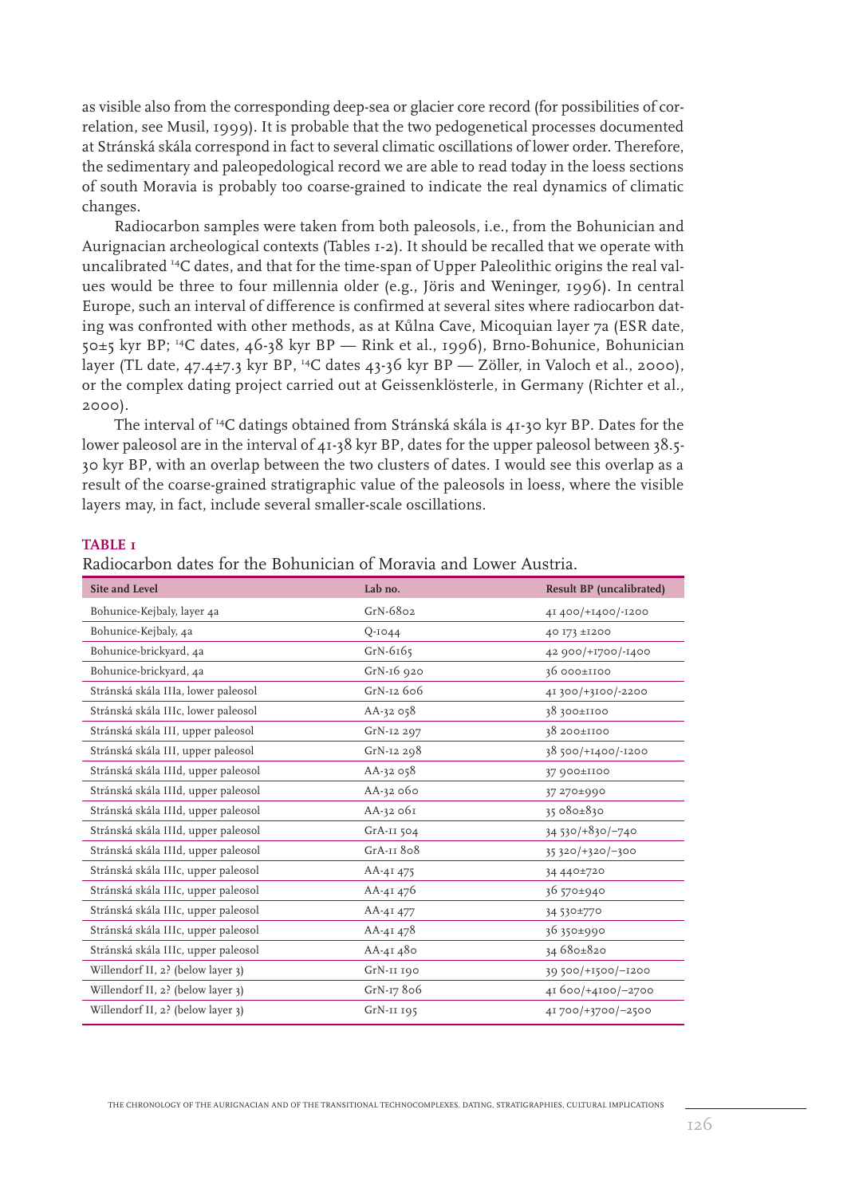as visible also from the corresponding deep-sea or glacier core record (for possibilities of correlation, see Musil, 1999). It is probable that the two pedogenetical processes documented at Stránská skála correspond in fact to several climatic oscillations of lower order. Therefore, the sedimentary and paleopedological record we are able to read today in the loess sections of south Moravia is probably too coarse-grained to indicate the real dynamics of climatic changes.

Radiocarbon samples were taken from both paleosols, i.e., from the Bohunician and Aurignacian archeological contexts (Tables 1-2). It should be recalled that we operate with uncalibrated $^{14}$C dates, and that for the time-span of Upper Paleolithic origins the real values would be three to four millennia older (e.g., Jöris and Weninger, 1996). In central Europe, such an interval of difference is confirmed at several sites where radiocarbon dating was confronted with other methods, as at Kůlna Cave, Micoquian layer 7a (ESR date, 50±5 kyr BP; $^{14}$C dates, 46-38 kyr BP — Rink et al., 1996), Brno-Bohunice, Bohunician layer (TL date, 47.4±7.3 kyr BP, $^{14}$C dates 43-36 kyr BP — Zöller, in Valoch et al., 2000), or the complex dating project carried out at Geissenklösterle, in Germany (Richter et al., 2000).

The interval of $^{14}$C datings obtained from Stránská skála is 41-30 kyr BP. Dates for the lower paleosol are in the interval of 41-38 kyr BP, dates for the upper paleosol between 38.5-30 kyr BP, with an overlap between the two clusters of dates. I would see this overlap as a result of the coarse-grained stratigraphic value of the paleosols in loess, where the visible layers may, in fact, include several smaller-scale oscillations.

**TABLE 1**

Radiocarbon dates for the Bohunician of Moravia and Lower Austria.

| Site and Level | Lab no. | Result BP (uncalibrated) |
|---|---|---|
| Bohunice-Kejbaly, layer 4a | GrN-6802 | 41 400/+1400/-1200 |
| Bohunice-Kejbaly, 4a | Q-1044 | 40 173 ±1200 |
| Bohunice-brickyard, 4a | GrN-6165 | 42 900/+1700/-1400 |
| Bohunice-brickyard, 4a | GrN-16 920 | 36 000±1100 |
| Stránská skála IIIa, lower paleosol | GrN-12 606 | 41 300/+3100/-2200 |
| Stránská skála IIIc, lower paleosol | AA-32 058 | 38 300±1100 |
| Stránská skála III, upper paleosol | GrN-12 297 | 38 200±1100 |
| Stránská skála III, upper paleosol | GrN-12 298 | 38 500/+1400/-1200 |
| Stránská skála IIId, upper paleosol | AA-32 058 | 37 900±1100 |
| Stránská skála IIId, upper paleosol | AA-32 060 | 37 270±990 |
| Stránská skála IIId, upper paleosol | AA-32 061 | 35 080±830 |
| Stránská skála IIId, upper paleosol | GrA-11 504 | 34 530/+830/–740 |
| Stránská skála IIId, upper paleosol | GrA-11 808 | 35 320/+320/–300 |
| Stránská skála IIIc, upper paleosol | AA-41 475 | 34 440±720 |
| Stránská skála IIIc, upper paleosol | AA-41 476 | 36 570±940 |
| Stránská skála IIIc, upper paleosol | AA-41 477 | 34 530±770 |
| Stránská skála IIIc, upper paleosol | AA-41 478 | 36 350±990 |
| Stránská skála IIIc, upper paleosol | AA-41 480 | 34 680±820 |
| Willendorf II, 2? (below layer 3) | GrN-11 190 | 39 500/+1500/–1200 |
| Willendorf II, 2? (below layer 3) | GrN-17 806 | 41 600/+4100/–2700 |
| Willendorf II, 2? (below layer 3) | GrN-11 195 | 41 700/+3700/–2500 |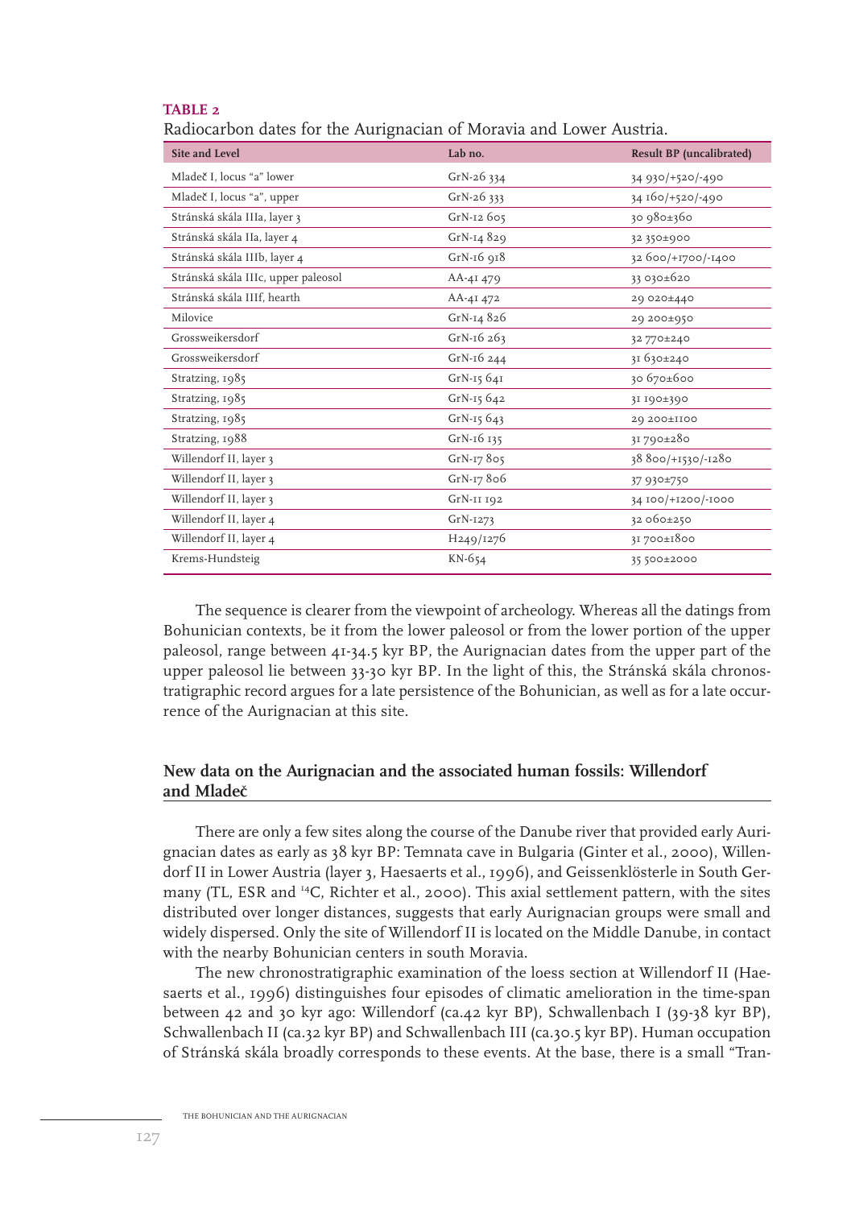**TABLE 2**

Radiocarbon dates for the Aurignacian of Moravia and Lower Austria.

| Site and Level | Lab no. | Result BP (uncalibrated) |
|---|---|---|
| Mladeč I, locus "a" lower | GrN-26 334 | 34 930/+520/-490 |
| Mladeč I, locus "a", upper | GrN-26 333 | 34 160/+520/-490 |
| Stránská skála IIIa, layer 3 | GrN-12 605 | 30 980±360 |
| Stránská skála IIa, layer 4 | GrN-14 829 | 32 350±900 |
| Stránská skála IIIb, layer 4 | GrN-16 918 | 32 600/+1700/-1400 |
| Stránská skála IIIc, upper paleosol | AA-41 479 | 33 030±620 |
| Stránská skála IIIf, hearth | AA-41 472 | 29 020±440 |
| Milovice | GrN-14 826 | 29 200±950 |
| Grossweikersdorf | GrN-16 263 | 32 770±240 |
| Grossweikersdorf | GrN-16 244 | 31 630±240 |
| Stratzing, 1985 | GrN-15 641 | 30 670±600 |
| Stratzing, 1985 | GrN-15 642 | 31 190±390 |
| Stratzing, 1985 | GrN-15 643 | 29 200±1100 |
| Stratzing, 1988 | GrN-16 135 | 31 790±280 |
| Willendorf II, layer 3 | GrN-17 805 | 38 800/+1530/-1280 |
| Willendorf II, layer 3 | GrN-17 806 | 37 930±750 |
| Willendorf II, layer 3 | GrN-11 192 | 34 100/+1200/-1000 |
| Willendorf II, layer 4 | GrN-1273 | 32 060±250 |
| Willendorf II, layer 4 | H249/1276 | 31 700±1800 |
| Krems-Hundsteig | KN-654 | 35 500±2000 |

The sequence is clearer from the viewpoint of archeology. Whereas all the datings from Bohunician contexts, be it from the lower paleosol or from the lower portion of the upper paleosol, range between 41-34.5 kyr BP, the Aurignacian dates from the upper part of the upper paleosol lie between 33-30 kyr BP. In the light of this, the Stránská skála chronostratigraphic record argues for a late persistence of the Bohunician, as well as for a late occurrence of the Aurignacian at this site.

## New data on the Aurignacian and the associated human fossils: Willendorf and Mladeč

There are only a few sites along the course of the Danube river that provided early Aurignacian dates as early as 38 kyr BP: Temnata cave in Bulgaria (Ginter et al., 2000), Willendorf II in Lower Austria (layer 3, Haesaerts et al., 1996), and Geissenklösterle in South Germany (TL, ESR and $^{14}$C, Richter et al., 2000). This axial settlement pattern, with the sites distributed over longer distances, suggests that early Aurignacian groups were small and widely dispersed. Only the site of Willendorf II is located on the Middle Danube, in contact with the nearby Bohunician centers in south Moravia.

The new chronostratigraphic examination of the loess section at Willendorf II (Haesaerts et al., 1996) distinguishes four episodes of climatic amelioration in the time-span between 42 and 30 kyr ago: Willendorf (ca.42 kyr BP), Schwallenbach I (39-38 kyr BP), Schwallenbach II (ca.32 kyr BP) and Schwallenbach III (ca.30.5 kyr BP). Human occupation of Stránská skála broadly corresponds to these events. At the base, there is a small "Tran-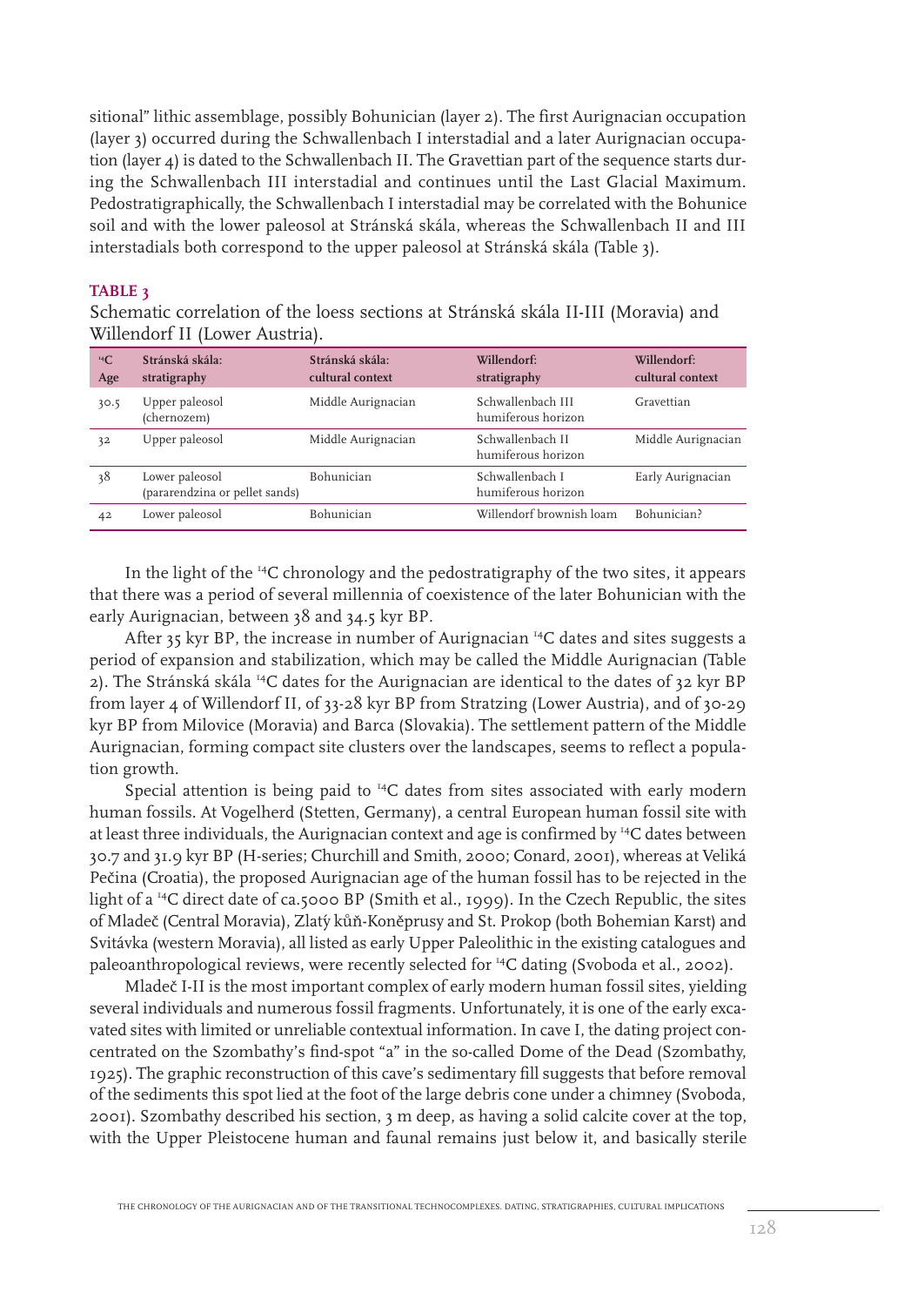sitional" lithic assemblage, possibly Bohunician (layer 2). The first Aurignacian occupation (layer 3) occurred during the Schwallenbach I interstadial and a later Aurignacian occupation (layer 4) is dated to the Schwallenbach II. The Gravettian part of the sequence starts during the Schwallenbach III interstadial and continues until the Last Glacial Maximum. Pedostratigraphically, the Schwallenbach I interstadial may be correlated with the Bohunice soil and with the lower paleosol at Stránská skála, whereas the Schwallenbach II and III interstadials both correspond to the upper paleosol at Stránská skála (Table 3).

**TABLE 3**

Schematic correlation of the loess sections at Stránská skála II-III (Moravia) and Willendorf II (Lower Austria).

| $^{14}C$ Age | Stránská skála: stratigraphy | Stránská skála: cultural context | Willendorf: stratigraphy | Willendorf: cultural context |
|---|---|---|---|---|
| 30.5 | Upper paleosol (chernozem) | Middle Aurignacian | Schwallenbach III humiferous horizon | Gravettian |
| 32 | Upper paleosol | Middle Aurignacian | Schwallenbach II humiferous horizon | Middle Aurignacian |
| 38 | Lower paleosol (pararendzina or pellet sands) | Bohunician | Schwallenbach I humiferous horizon | Early Aurignacian |
| 42 | Lower paleosol | Bohunician | Willendorf brownish loam | Bohunician? |

In the light of the $^{14}C$ chronology and the pedostratigraphy of the two sites, it appears that there was a period of several millennia of coexistence of the later Bohunician with the early Aurignacian, between 38 and 34.5 kyr BP.

After 35 kyr BP, the increase in number of Aurignacian $^{14}C$ dates and sites suggests a period of expansion and stabilization, which may be called the Middle Aurignacian (Table 2). The Stránská skála $^{14}C$ dates for the Aurignacian are identical to the dates of 32 kyr BP from layer 4 of Willendorf II, of 33-28 kyr BP from Stratzing (Lower Austria), and of 30-29 kyr BP from Milovice (Moravia) and Barca (Slovakia). The settlement pattern of the Middle Aurignacian, forming compact site clusters over the landscapes, seems to reflect a population growth.

Special attention is being paid to $^{14}C$ dates from sites associated with early modern human fossils. At Vogelherd (Stetten, Germany), a central European human fossil site with at least three individuals, the Aurignacian context and age is confirmed by $^{14}C$ dates between 30.7 and 31.9 kyr BP (H-series; Churchill and Smith, 2000; Conard, 2001), whereas at Veliká Pečina (Croatia), the proposed Aurignacian age of the human fossil has to be rejected in the light of a $^{14}C$ direct date of ca.5000 BP (Smith et al., 1999). In the Czech Republic, the sites of Mladeč (Central Moravia), Zlatý kůň-Koněprusy and St. Prokop (both Bohemian Karst) and Svitávka (western Moravia), all listed as early Upper Paleolithic in the existing catalogues and paleoanthropological reviews, were recently selected for $^{14}C$ dating (Svoboda et al., 2002).

Mladeč I-II is the most important complex of early modern human fossil sites, yielding several individuals and numerous fossil fragments. Unfortunately, it is one of the early excavated sites with limited or unreliable contextual information. In cave I, the dating project concentrated on the Szombathy's find-spot "a" in the so-called Dome of the Dead (Szombathy, 1925). The graphic reconstruction of this cave's sedimentary fill suggests that before removal of the sediments this spot lied at the foot of the large debris cone under a chimney (Svoboda, 2001). Szombathy described his section, 3 m deep, as having a solid calcite cover at the top, with the Upper Pleistocene human and faunal remains just below it, and basically sterile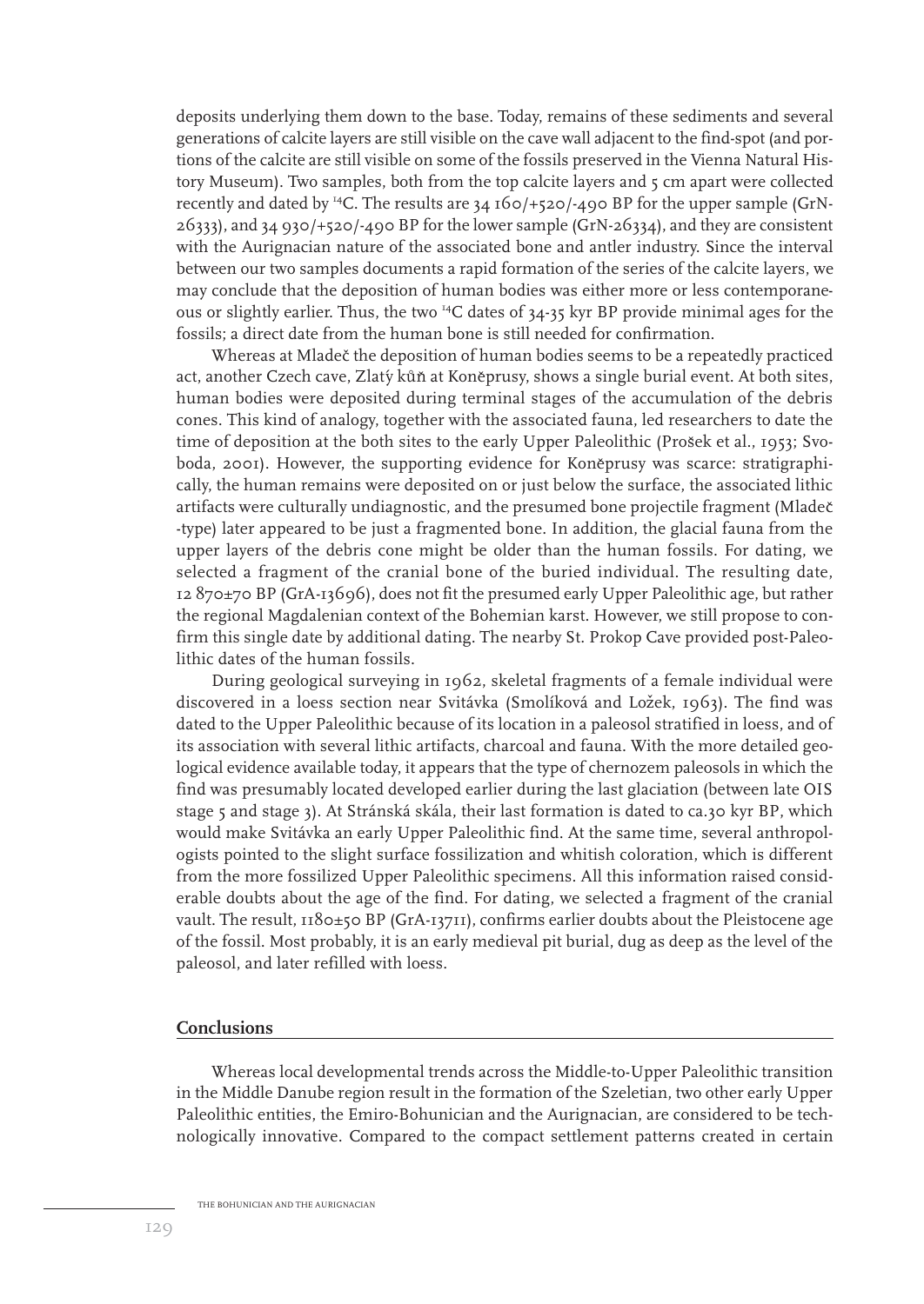deposits underlying them down to the base. Today, remains of these sediments and several generations of calcite layers are still visible on the cave wall adjacent to the find-spot (and portions of the calcite are still visible on some of the fossils preserved in the Vienna Natural History Museum). Two samples, both from the top calcite layers and 5 cm apart were collected recently and dated by $^{14}$C. The results are 34 160/+520/-490 BP for the upper sample (GrN-26333), and 34 930/+520/-490 BP for the lower sample (GrN-26334), and they are consistent with the Aurignacian nature of the associated bone and antler industry. Since the interval between our two samples documents a rapid formation of the series of the calcite layers, we may conclude that the deposition of human bodies was either more or less contemporaneous or slightly earlier. Thus, the two $^{14}$C dates of 34-35 kyr BP provide minimal ages for the fossils; a direct date from the human bone is still needed for confirmation.

Whereas at Mladeč the deposition of human bodies seems to be a repeatedly practiced act, another Czech cave, Zlatý kůň at Koněprusy, shows a single burial event. At both sites, human bodies were deposited during terminal stages of the accumulation of the debris cones. This kind of analogy, together with the associated fauna, led researchers to date the time of deposition at the both sites to the early Upper Paleolithic (Prošek et al., 1953; Svoboda, 2001). However, the supporting evidence for Koněprusy was scarce: stratigraphically, the human remains were deposited on or just below the surface, the associated lithic artifacts were culturally undiagnostic, and the presumed bone projectile fragment (Mladeč -type) later appeared to be just a fragmented bone. In addition, the glacial fauna from the upper layers of the debris cone might be older than the human fossils. For dating, we selected a fragment of the cranial bone of the buried individual. The resulting date, 12 870±70 BP (GrA-13696), does not fit the presumed early Upper Paleolithic age, but rather the regional Magdalenian context of the Bohemian karst. However, we still propose to confirm this single date by additional dating. The nearby St. Prokop Cave provided post-Paleolithic dates of the human fossils.

During geological surveying in 1962, skeletal fragments of a female individual were discovered in a loess section near Svitávka (Smolíková and Ložek, 1963). The find was dated to the Upper Paleolithic because of its location in a paleosol stratified in loess, and of its association with several lithic artifacts, charcoal and fauna. With the more detailed geological evidence available today, it appears that the type of chernozem paleosols in which the find was presumably located developed earlier during the last glaciation (between late OIS stage 5 and stage 3). At Stránská skála, their last formation is dated to ca.30 kyr BP, which would make Svitávka an early Upper Paleolithic find. At the same time, several anthropologists pointed to the slight surface fossilization and whitish coloration, which is different from the more fossilized Upper Paleolithic specimens. All this information raised considerable doubts about the age of the find. For dating, we selected a fragment of the cranial vault. The result, 1180±50 BP (GrA-13711), confirms earlier doubts about the Pleistocene age of the fossil. Most probably, it is an early medieval pit burial, dug as deep as the level of the paleosol, and later refilled with loess.

## Conclusions

Whereas local developmental trends across the Middle-to-Upper Paleolithic transition in the Middle Danube region result in the formation of the Szeletian, two other early Upper Paleolithic entities, the Emiro-Bohunician and the Aurignacian, are considered to be technologically innovative. Compared to the compact settlement patterns created in certain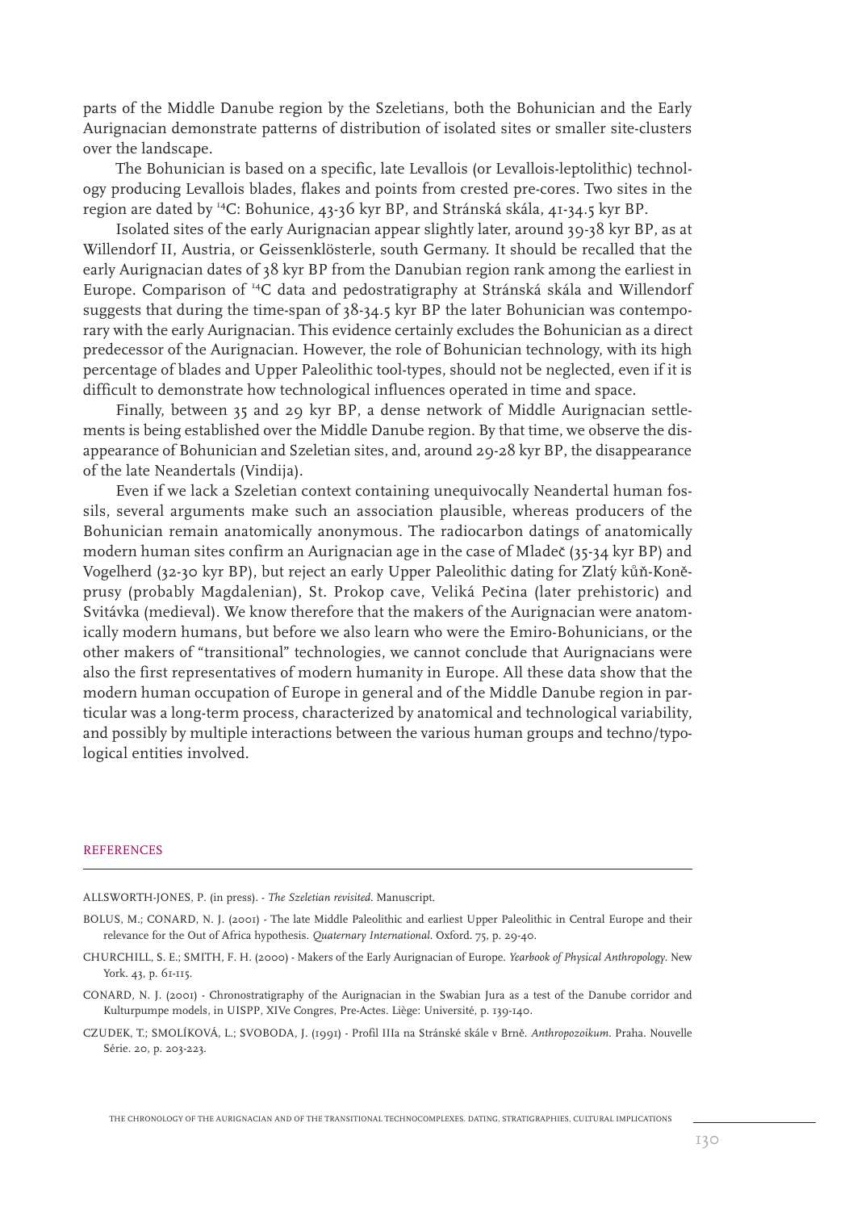parts of the Middle Danube region by the Szeletians, both the Bohunician and the Early Aurignacian demonstrate patterns of distribution of isolated sites or smaller site-clusters over the landscape.

The Bohunician is based on a specific, late Levallois (or Levallois-leptolithic) technology producing Levallois blades, flakes and points from crested pre-cores. Two sites in the region are dated by $^{14}$C: Bohunice, 43-36 kyr BP, and Stránská skála, 41-34.5 kyr BP.

Isolated sites of the early Aurignacian appear slightly later, around 39-38 kyr BP, as at Willendorf II, Austria, or Geissenklösterle, south Germany. It should be recalled that the early Aurignacian dates of 38 kyr BP from the Danubian region rank among the earliest in Europe. Comparison of $^{14}$C data and pedostratigraphy at Stránská skála and Willendorf suggests that during the time-span of 38-34.5 kyr BP the later Bohunician was contemporary with the early Aurignacian. This evidence certainly excludes the Bohunician as a direct predecessor of the Aurignacian. However, the role of Bohunician technology, with its high percentage of blades and Upper Paleolithic tool-types, should not be neglected, even if it is difficult to demonstrate how technological influences operated in time and space.

Finally, between 35 and 29 kyr BP, a dense network of Middle Aurignacian settlements is being established over the Middle Danube region. By that time, we observe the disappearance of Bohunician and Szeletian sites, and, around 29-28 kyr BP, the disappearance of the late Neandertals (Vindija).

Even if we lack a Szeletian context containing unequivocally Neandertal human fossils, several arguments make such an association plausible, whereas producers of the Bohunician remain anatomically anonymous. The radiocarbon datings of anatomically modern human sites confirm an Aurignacian age in the case of Mladeč (35-34 kyr BP) and Vogelherd (32-30 kyr BP), but reject an early Upper Paleolithic dating for Zlatý kůň-Koněprusy (probably Magdalenian), St. Prokop cave, Veliká Pečina (later prehistoric) and Svitávka (medieval). We know therefore that the makers of the Aurignacian were anatomically modern humans, but before we also learn who were the Emiro-Bohunicians, or the other makers of "transitional" technologies, we cannot conclude that Aurignacians were also the first representatives of modern humanity in Europe. All these data show that the modern human occupation of Europe in general and of the Middle Danube region in particular was a long-term process, characterized by anatomical and technological variability, and possibly by multiple interactions between the various human groups and techno/typological entities involved.

## REFERENCES

ALLSWORTH-JONES, P. (in press). - *The Szeletian revisited.* Manuscript.

BOLUS, M.; CONARD, N. J. (2001) - The late Middle Paleolithic and earliest Upper Paleolithic in Central Europe and their relevance for the Out of Africa hypothesis. *Quaternary International.* Oxford. 75, p. 29-40.

CHURCHILL, S. E.; SMITH, F. H. (2000) - Makers of the Early Aurignacian of Europe. *Yearbook of Physical Anthropology.* New York. 43, p. 61-115.

CONARD, N. J. (2001) - Chronostratigraphy of the Aurignacian in the Swabian Jura as a test of the Danube corridor and Kulturpumpe models, in UISPP, XIVe Congres, Pre-Actes. Liège: Université, p. 139-140.

CZUDEK, T.; SMOLÍKOVÁ, L.; SVOBODA, J. (1991) - Profil IIIa na Stránské skále v Brně. *Anthropozoikum.* Praha. Nouvelle Série. 20, p. 203-223.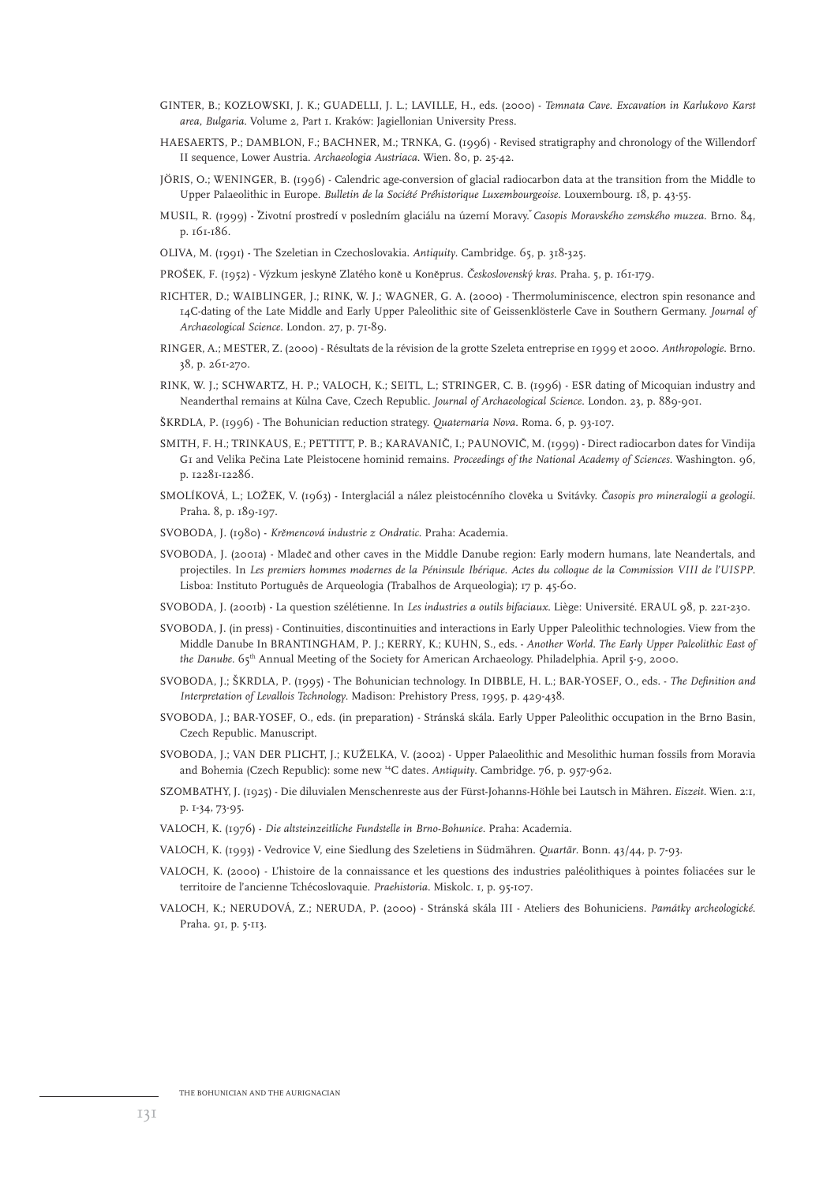GINTER, B.; KOZŁOWSKI, J. K.; GUADELLI, J. L.; LAVILLE, H., eds. (2000) - *Temnata Cave. Excavation in Karlukovo Karst area, Bulgaria*. Volume 2, Part 1. Kraków: Jagiellonian University Press.

HAESAERTS, P.; DAMBLON, F.; BACHNER, M.; TRNKA, G. (1996) - Revised stratigraphy and chronology of the Willendorf II sequence, Lower Austria. *Archaeologia Austriaca*. Wien. 80, p. 25-42.

JÖRIS, O.; WENINGER, B. (1996) - Calendric age-conversion of glacial radiocarbon data at the transition from the Middle to Upper Palaeolithic in Europe. *Bulletin de la Société Préhistorique Luxembourgeoise*. Louxembourg. 18, p. 43-55.

MUSIL, R. (1999) - Životní prostředí v posledním glaciálu na území Moravy. *Časopis Moravského zemského muzea*. Brno. 84, p. 161-186.

OLIVA, M. (1991) - The Szeletian in Czechoslovakia. *Antiquity*. Cambridge. 65, p. 318-325.

PROŠEK, F. (1952) - Výzkum jeskyně Zlatého koně u Koněprus. *Československý kras*. Praha. 5, p. 161-179.

RICHTER, D.; WAIBLINGER, J.; RINK, W. J.; WAGNER, G. A. (2000) - Thermoluminiscence, electron spin resonance and 14C-dating of the Late Middle and Early Upper Paleolithic site of Geissenklösterle Cave in Southern Germany. *Journal of Archaeological Science*. London. 27, p. 71-89.

RINGER, A.; MESTER, Z. (2000) - Résultats de la révision de la grotte Szeleta entreprise en 1999 et 2000. *Anthropologie*. Brno. 38, p. 261-270.

RINK, W. J.; SCHWARTZ, H. P.; VALOCH, K.; SEITL, L.; STRINGER, C. B. (1996) - ESR dating of Micoquian industry and Neanderthal remains at Kůlna Cave, Czech Republic. *Journal of Archaeological Science*. London. 23, p. 889-901.

ŠKRDLA, P. (1996) - The Bohunician reduction strategy. *Quaternaria Nova*. Roma. 6, p. 93-107.

SMITH, F. H.; TRINKAUS, E.; PETTITT, P. B.; KARAVANIČ, I.; PAUNOVIČ, M. (1999) - Direct radiocarbon dates for Vindija G1 and Velika Pečina Late Pleistocene hominid remains. *Proceedings of the National Academy of Sciences*. Washington. 96, p. 12281-12286.

SMOLÍKOVÁ, L.; LOŽEK, V. (1963) - Interglaciál a nález pleistocénního člověka u Svitávky. *Časopis pro mineralogii a geologii*. Praha. 8, p. 189-197.

SVOBODA, J. (1980) - *Křemencová industrie z Ondratic*. Praha: Academia.

SVOBODA, J. (2001a) - Mladeč and other caves in the Middle Danube region: Early modern humans, late Neandertals, and projectiles. In *Les premiers hommes modernes de la Péninsule Ibérique. Actes du colloque de la Commission VIII de l'UISPP*. Lisboa: Instituto Português de Arqueologia (Trabalhos de Arqueologia); 17 p. 45-60.

SVOBODA, J. (2001b) - La question szélétienne. In *Les industries a outils bifaciaux*. Liège: Université. ERAUL 98, p. 221-230.

SVOBODA, J. (in press) - Continuities, discontinuities and interactions in Early Upper Paleolithic technologies. View from the Middle Danube In BRANTINGHAM, P. J.; KERRY, K.; KUHN, S., eds. - *Another World. The Early Upper Paleolithic East of the Danube*. 65th Annual Meeting of the Society for American Archaeology. Philadelphia. April 5-9, 2000.

SVOBODA, J.; ŠKRDLA, P. (1995) - The Bohunician technology. In DIBBLE, H. L.; BAR-YOSEF, O., eds. - *The Definition and Interpretation of Levallois Technology*. Madison: Prehistory Press, 1995, p. 429-438.

SVOBODA, J.; BAR-YOSEF, O., eds. (in preparation) - Stránská skála. Early Upper Paleolithic occupation in the Brno Basin, Czech Republic. Manuscript.

SVOBODA, J.; VAN DER PLICHT, J.; KUŽELKA, V. (2002) - Upper Palaeolithic and Mesolithic human fossils from Moravia and Bohemia (Czech Republic): some new $^{14}$C dates. *Antiquity*. Cambridge. 76, p. 957-962.

SZOMBATHY, J. (1925) - Die diluvialen Menschenreste aus der Fürst-Johanns-Höhle bei Lautsch in Mähren. *Eiszeit*. Wien. 2:1, p. 1-34, 73-95.

VALOCH, K. (1976) - *Die altsteinzeitliche Fundstelle in Brno-Bohunice*. Praha: Academia.

VALOCH, K. (1993) - Vedrovice V, eine Siedlung des Szeletiens in Südmähren. *Quartär*. Bonn. 43/44, p. 7-93.

VALOCH, K. (2000) - L'histoire de la connaissance et les questions des industries paléolithiques à pointes foliacées sur le territoire de l'ancienne Tchécoslovaquie. *Praehistoria*. Miskolc. 1, p. 95-107.

VALOCH, K.; NERUDOVÁ, Z.; NERUDA, P. (2000) - Stránská skála III - Ateliers des Bohuniciens. *Památky archeologické*. Praha. 91, p. 5-113.